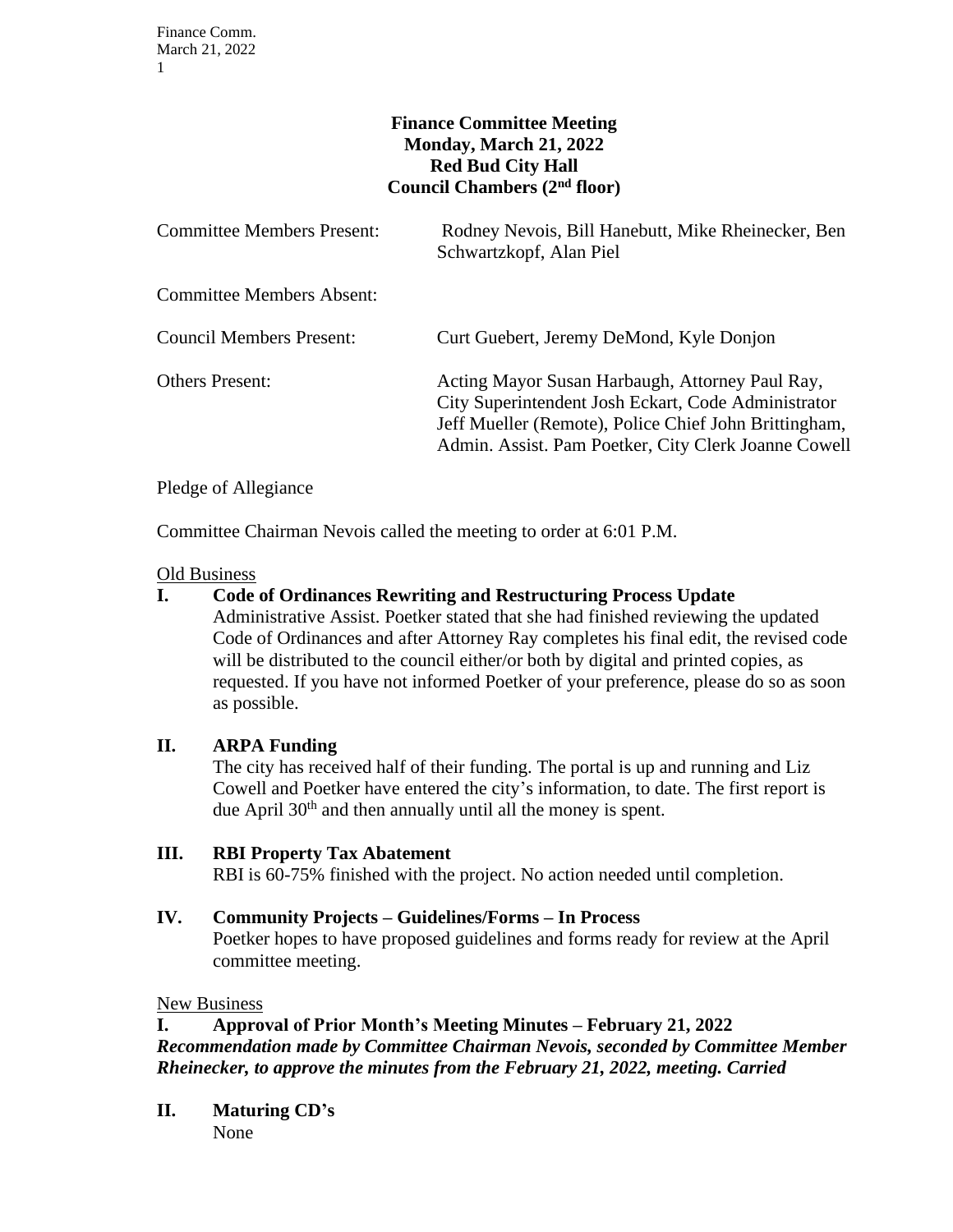# Finance Committee Meeting
## Monday, March 21, 2022
## Red Bud City Hall
## Council Chambers (2nd floor)

| | |
|---|---|
| Committee Members Present: | Rodney Nevois, Bill Hanebutt, Mike Rheinecker, Ben Schwartzkopf, Alan Piel |
| Committee Members Absent: | |
| Council Members Present: | Curt Guebert, Jeremy DeMond, Kyle Donjon |
| Others Present: | Acting Mayor Susan Harbaugh, Attorney Paul Ray, City Superintendent Josh Eckart, Code Administrator Jeff Mueller (Remote), Police Chief John Brittingham, Admin. Assist. Pam Poetker, City Clerk Joanne Cowell |

Pledge of Allegiance

Committee Chairman Nevois called the meeting to order at 6:01 P.M.

Old Business

**I. Code of Ordinances Rewriting and Restructuring Process Update**

Administrative Assist. Poetker stated that she had finished reviewing the updated Code of Ordinances and after Attorney Ray completes his final edit, the revised code will be distributed to the council either/or both by digital and printed copies, as requested. If you have not informed Poetker of your preference, please do so as soon as possible.

**II. ARPA Funding**

The city has received half of their funding. The portal is up and running and Liz Cowell and Poetker have entered the city's information, to date. The first report is due April 30th and then annually until all the money is spent.

**III. RBI Property Tax Abatement**

RBI is 60-75% finished with the project. No action needed until completion.

**IV. Community Projects – Guidelines/Forms – In Process**

Poetker hopes to have proposed guidelines and forms ready for review at the April committee meeting.

New Business

**I. Approval of Prior Month's Meeting Minutes – February 21, 2022**

***Recommendation made by Committee Chairman Nevois, seconded by Committee Member Rheinecker, to approve the minutes from the February 21, 2022, meeting. Carried***

**II. Maturing CD's**

None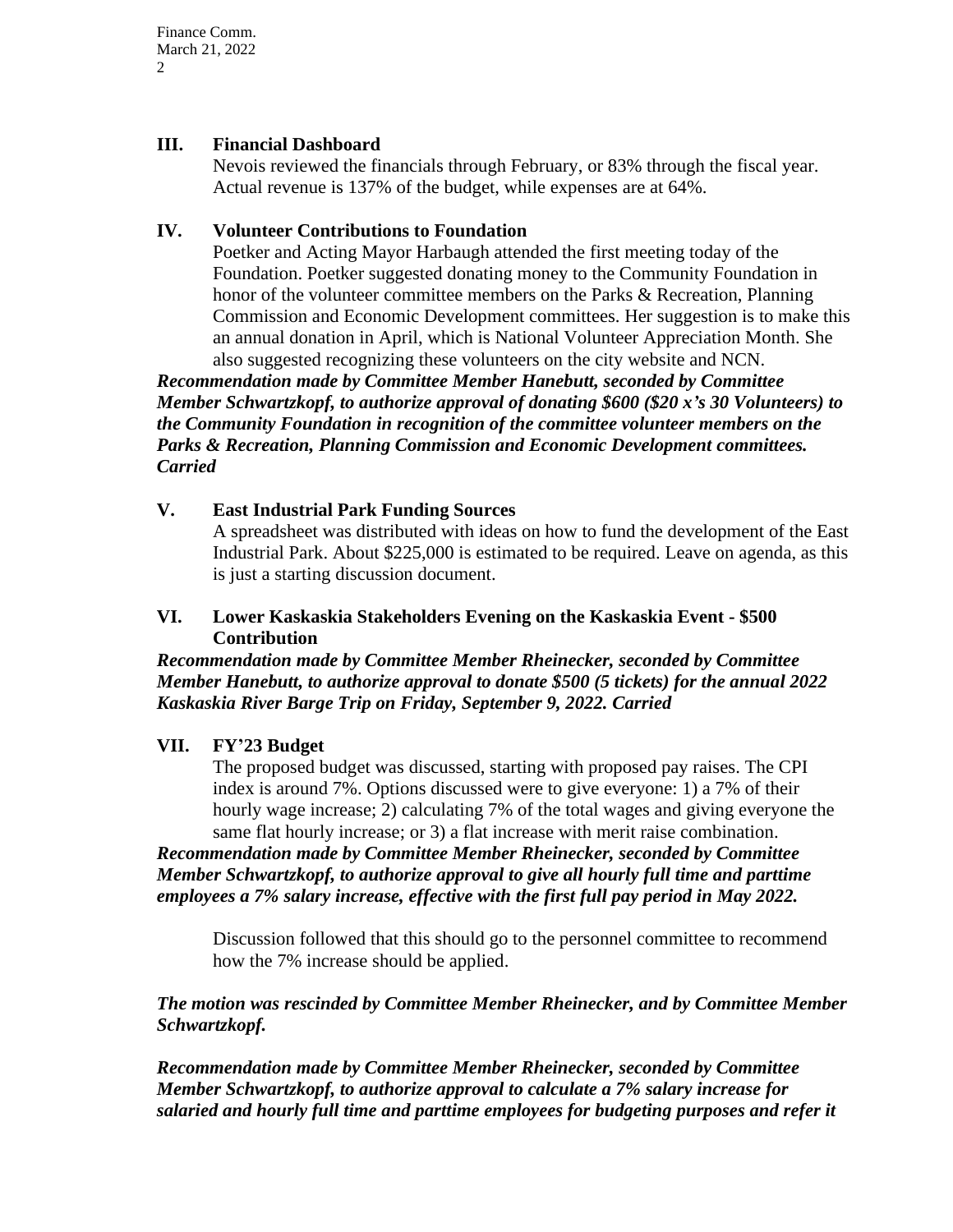## III. Financial Dashboard

Nevois reviewed the financials through February, or 83% through the fiscal year. Actual revenue is 137% of the budget, while expenses are at 64%.

## IV. Volunteer Contributions to Foundation

Poetker and Acting Mayor Harbaugh attended the first meeting today of the Foundation. Poetker suggested donating money to the Community Foundation in honor of the volunteer committee members on the Parks & Recreation, Planning Commission and Economic Development committees. Her suggestion is to make this an annual donation in April, which is National Volunteer Appreciation Month. She also suggested recognizing these volunteers on the city website and NCN.

***Recommendation made by Committee Member Hanebutt, seconded by Committee Member Schwartzkopf, to authorize approval of donating $600 ($20 x's 30 Volunteers) to the Community Foundation in recognition of the committee volunteer members on the Parks & Recreation, Planning Commission and Economic Development committees. Carried***

## V. East Industrial Park Funding Sources

A spreadsheet was distributed with ideas on how to fund the development of the East Industrial Park. About $225,000 is estimated to be required. Leave on agenda, as this is just a starting discussion document.

## VI. Lower Kaskaskia Stakeholders Evening on the Kaskaskia Event - $500 Contribution

***Recommendation made by Committee Member Rheinecker, seconded by Committee Member Hanebutt, to authorize approval to donate $500 (5 tickets) for the annual 2022 Kaskaskia River Barge Trip on Friday, September 9, 2022. Carried***

## VII. FY'23 Budget

The proposed budget was discussed, starting with proposed pay raises. The CPI index is around 7%. Options discussed were to give everyone: 1) a 7% of their hourly wage increase; 2) calculating 7% of the total wages and giving everyone the same flat hourly increase; or 3) a flat increase with merit raise combination.

***Recommendation made by Committee Member Rheinecker, seconded by Committee Member Schwartzkopf, to authorize approval to give all hourly full time and parttime employees a 7% salary increase, effective with the first full pay period in May 2022.***

Discussion followed that this should go to the personnel committee to recommend how the 7% increase should be applied.

***The motion was rescinded by Committee Member Rheinecker, and by Committee Member Schwartzkopf.***

***Recommendation made by Committee Member Rheinecker, seconded by Committee Member Schwartzkopf, to authorize approval to calculate a 7% salary increase for salaried and hourly full time and parttime employees for budgeting purposes and refer it***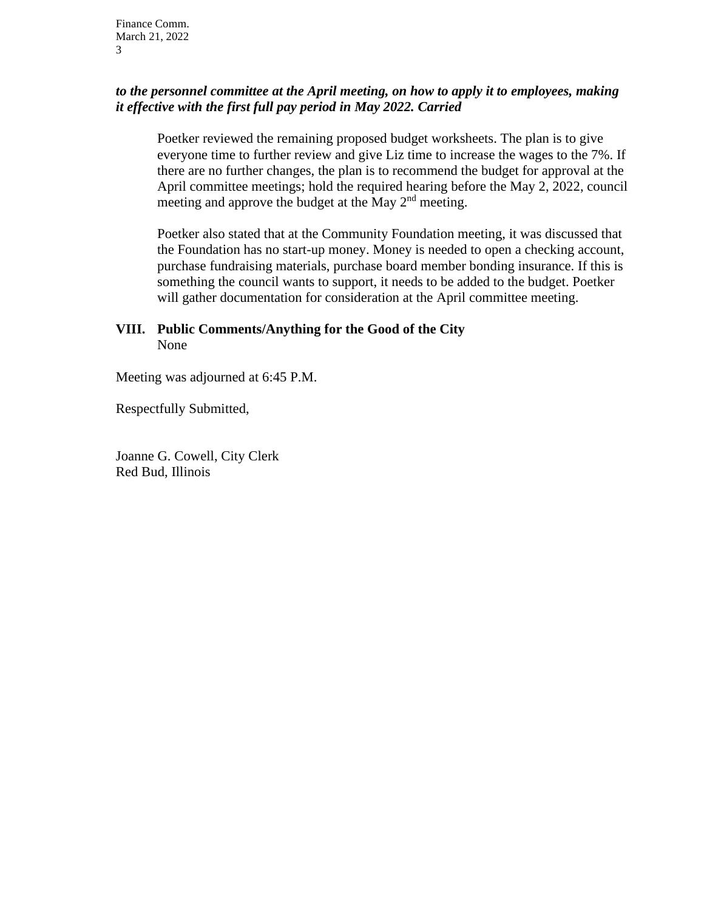***to the personnel committee at the April meeting, on how to apply it to employees, making it effective with the first full pay period in May 2022. Carried***

Poetker reviewed the remaining proposed budget worksheets. The plan is to give everyone time to further review and give Liz time to increase the wages to the 7%. If there are no further changes, the plan is to recommend the budget for approval at the April committee meetings; hold the required hearing before the May 2, 2022, council meeting and approve the budget at the May 2nd meeting.

Poetker also stated that at the Community Foundation meeting, it was discussed that the Foundation has no start-up money. Money is needed to open a checking account, purchase fundraising materials, purchase board member bonding insurance. If this is something the council wants to support, it needs to be added to the budget. Poetker will gather documentation for consideration at the April committee meeting.

**VIII. Public Comments/Anything for the Good of the City**

None

Meeting was adjourned at 6:45 P.M.

Respectfully Submitted,

Joanne G. Cowell, City Clerk
Red Bud, Illinois